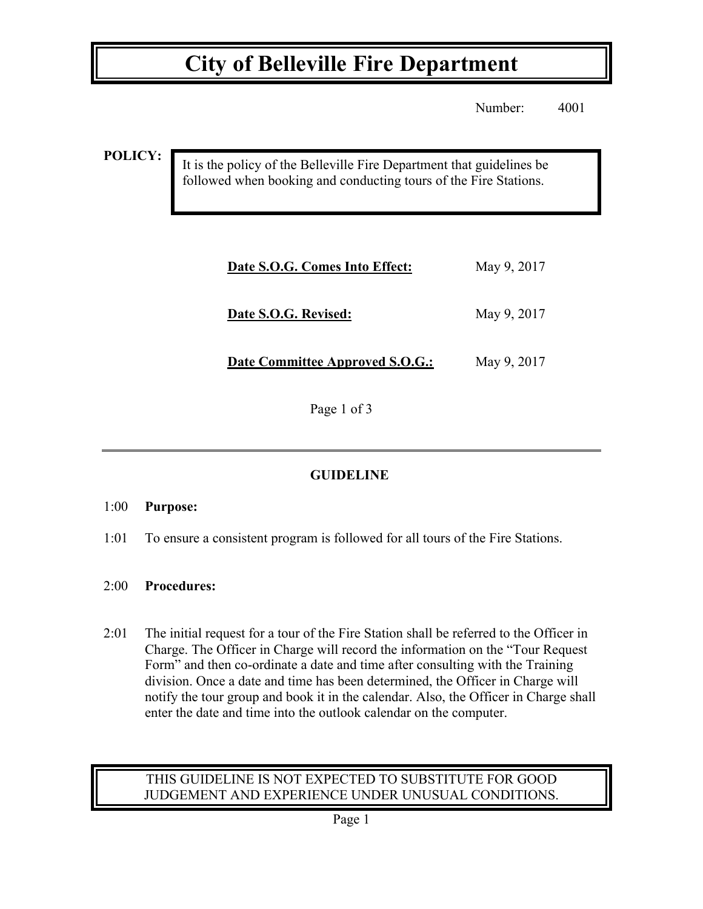# City of Belleville Fire Department

Number: 4001

**POLICY:**

It is the policy of the Belleville Fire Department that guidelines be followed when booking and conducting tours of the Fire Stations.

| | |
|---|---|
| **Date S.O.G. Comes Into Effect:** | May 9, 2017 |
| **Date S.O.G. Revised:** | May 9, 2017 |
| **Date Committee Approved S.O.G.:** | May 9, 2017 |

---

## GUIDELINE

1:00 **Purpose:**

1:01 To ensure a consistent program is followed for all tours of the Fire Stations.

2:00 **Procedures:**

2:01 The initial request for a tour of the Fire Station shall be referred to the Officer in Charge. The Officer in Charge will record the information on the "Tour Request Form" and then co-ordinate a date and time after consulting with the Training division. Once a date and time has been determined, the Officer in Charge will notify the tour group and book it in the calendar. Also, the Officer in Charge shall enter the date and time into the outlook calendar on the computer.

THIS GUIDELINE IS NOT EXPECTED TO SUBSTITUTE FOR GOOD JUDGEMENT AND EXPERIENCE UNDER UNUSUAL CONDITIONS.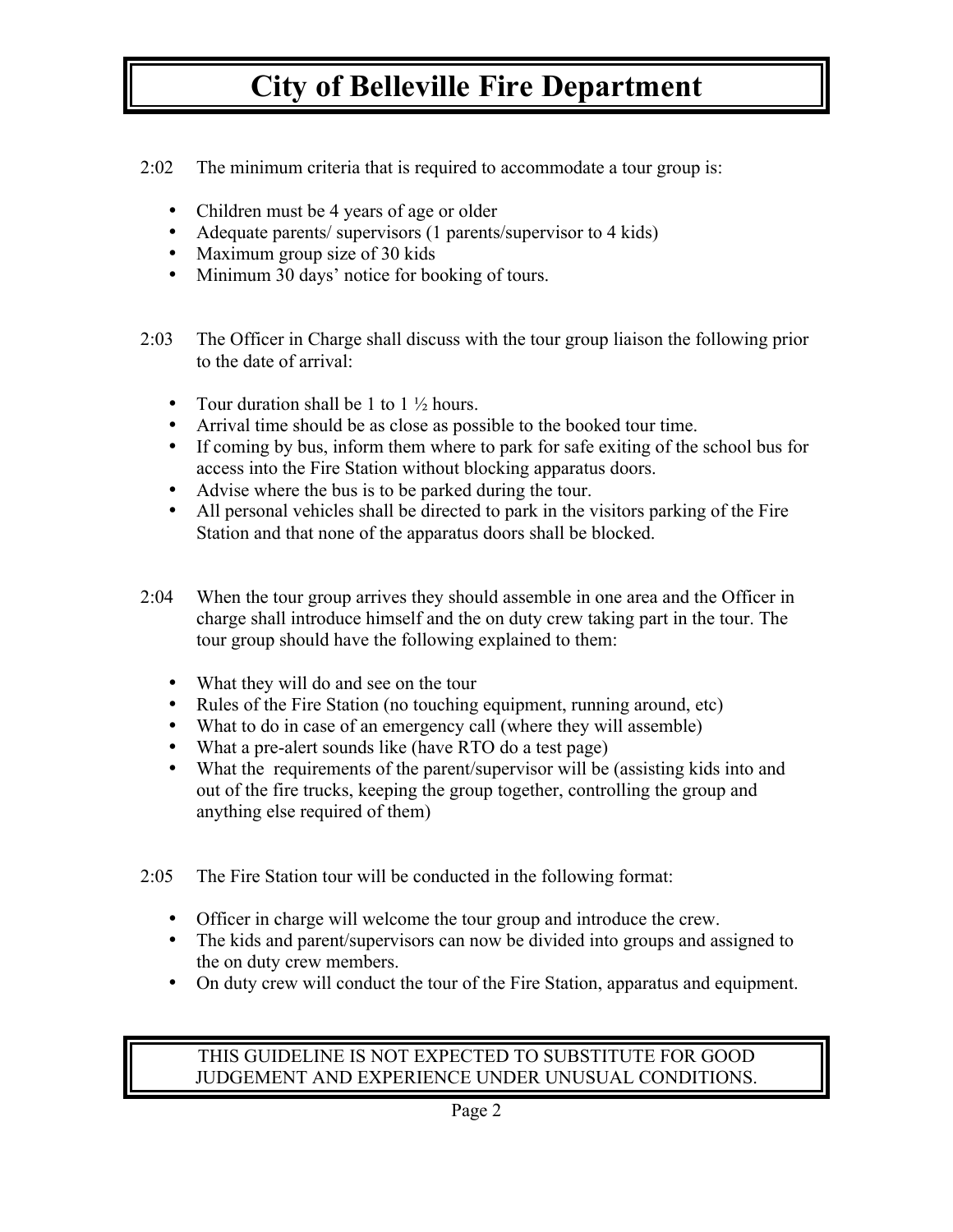# City of Belleville Fire Department

2:02 The minimum criteria that is required to accommodate a tour group is:

- Children must be 4 years of age or older
- Adequate parents/ supervisors (1 parents/supervisor to 4 kids)
- Maximum group size of 30 kids
- Minimum 30 days' notice for booking of tours.

2:03 The Officer in Charge shall discuss with the tour group liaison the following prior to the date of arrival:

- Tour duration shall be 1 to 1 ½ hours.
- Arrival time should be as close as possible to the booked tour time.
- If coming by bus, inform them where to park for safe exiting of the school bus for access into the Fire Station without blocking apparatus doors.
- Advise where the bus is to be parked during the tour.
- All personal vehicles shall be directed to park in the visitors parking of the Fire Station and that none of the apparatus doors shall be blocked.

2:04 When the tour group arrives they should assemble in one area and the Officer in charge shall introduce himself and the on duty crew taking part in the tour. The tour group should have the following explained to them:

- What they will do and see on the tour
- Rules of the Fire Station (no touching equipment, running around, etc)
- What to do in case of an emergency call (where they will assemble)
- What a pre-alert sounds like (have RTO do a test page)
- What the requirements of the parent/supervisor will be (assisting kids into and out of the fire trucks, keeping the group together, controlling the group and anything else required of them)

2:05 The Fire Station tour will be conducted in the following format:

- Officer in charge will welcome the tour group and introduce the crew.
- The kids and parent/supervisors can now be divided into groups and assigned to the on duty crew members.
- On duty crew will conduct the tour of the Fire Station, apparatus and equipment.

THIS GUIDELINE IS NOT EXPECTED TO SUBSTITUTE FOR GOOD JUDGEMENT AND EXPERIENCE UNDER UNUSUAL CONDITIONS.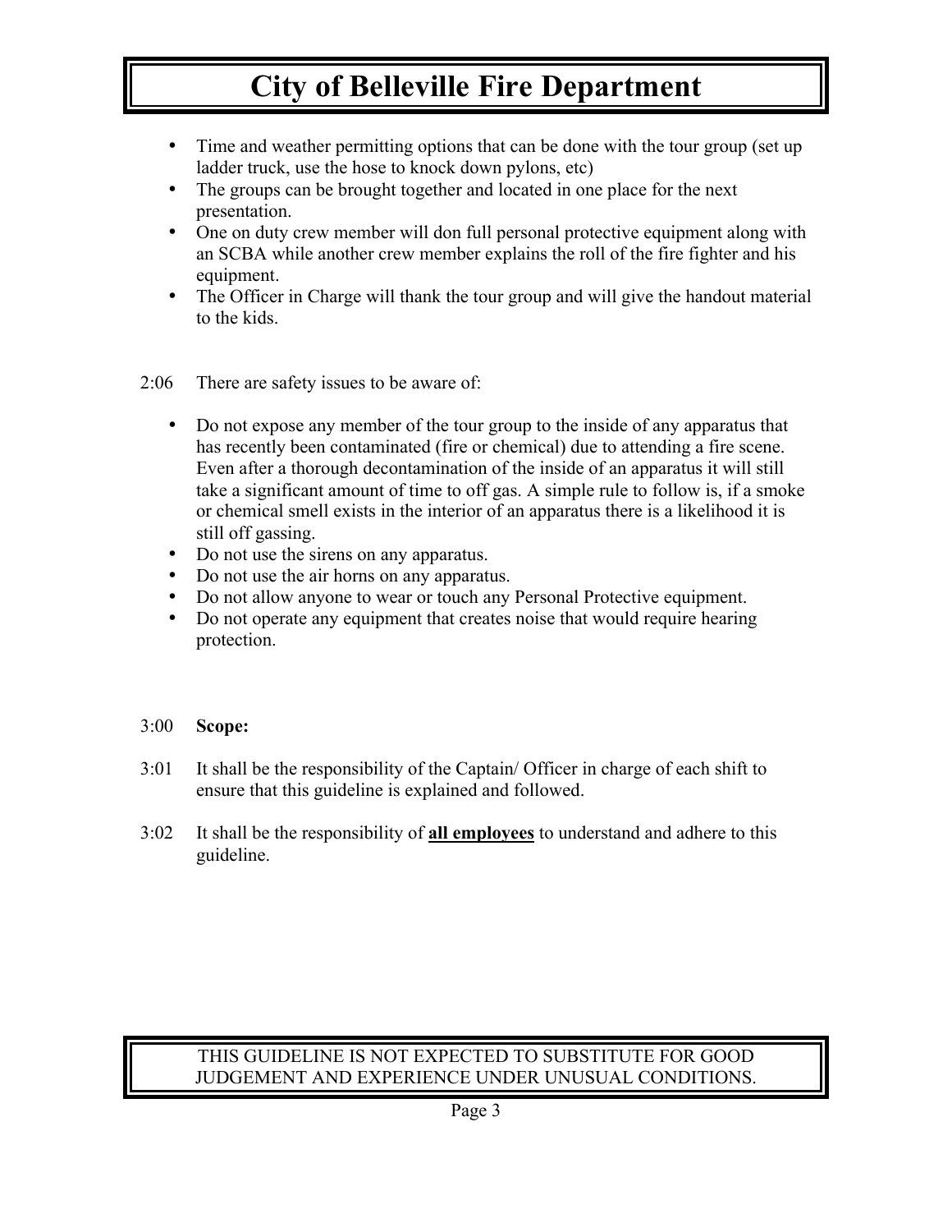- Time and weather permitting options that can be done with the tour group (set up ladder truck, use the hose to knock down pylons, etc)
- The groups can be brought together and located in one place for the next presentation.
- One on duty crew member will don full personal protective equipment along with an SCBA while another crew member explains the roll of the fire fighter and his equipment.
- The Officer in Charge will thank the tour group and will give the handout material to the kids.

2:06 There are safety issues to be aware of:

- Do not expose any member of the tour group to the inside of any apparatus that has recently been contaminated (fire or chemical) due to attending a fire scene. Even after a thorough decontamination of the inside of an apparatus it will still take a significant amount of time to off gas. A simple rule to follow is, if a smoke or chemical smell exists in the interior of an apparatus there is a likelihood it is still off gassing.
- Do not use the sirens on any apparatus.
- Do not use the air horns on any apparatus.
- Do not allow anyone to wear or touch any Personal Protective equipment.
- Do not operate any equipment that creates noise that would require hearing protection.

3:00 **Scope:**

3:01 It shall be the responsibility of the Captain/ Officer in charge of each shift to ensure that this guideline is explained and followed.

3:02 It shall be the responsibility of **all employees** to understand and adhere to this guideline.